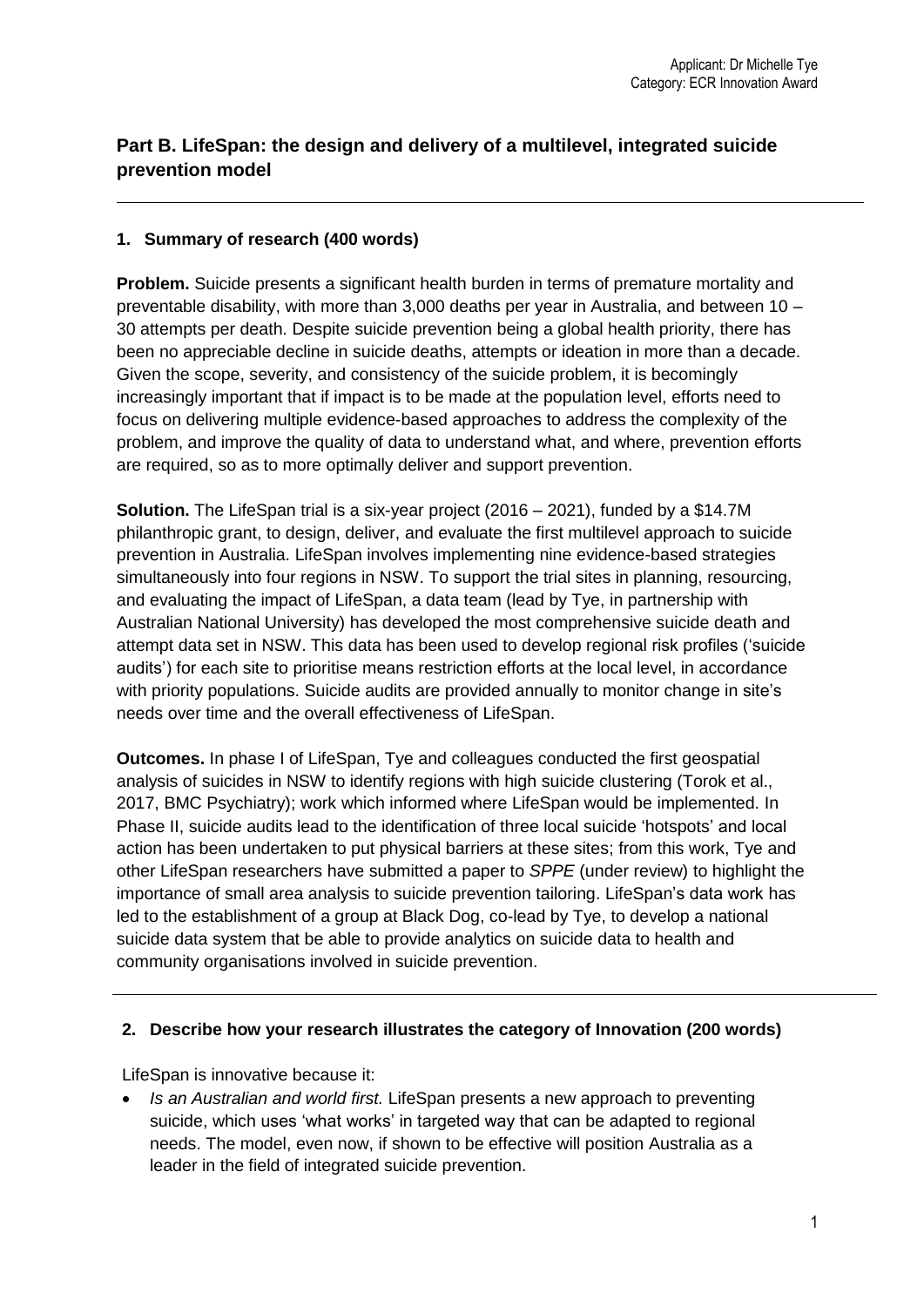Applicant: Dr Michelle Tye
Category: ECR Innovation Award

## Part B. LifeSpan: the design and delivery of a multilevel, integrated suicide prevention model

### 1. Summary of research (400 words)

**Problem.** Suicide presents a significant health burden in terms of premature mortality and preventable disability, with more than 3,000 deaths per year in Australia, and between 10 – 30 attempts per death. Despite suicide prevention being a global health priority, there has been no appreciable decline in suicide deaths, attempts or ideation in more than a decade. Given the scope, severity, and consistency of the suicide problem, it is becomingly increasingly important that if impact is to be made at the population level, efforts need to focus on delivering multiple evidence-based approaches to address the complexity of the problem, and improve the quality of data to understand what, and where, prevention efforts are required, so as to more optimally deliver and support prevention.

**Solution.** The LifeSpan trial is a six-year project (2016 – 2021), funded by a $14.7M philanthropic grant, to design, deliver, and evaluate the first multilevel approach to suicide prevention in Australia. LifeSpan involves implementing nine evidence-based strategies simultaneously into four regions in NSW. To support the trial sites in planning, resourcing, and evaluating the impact of LifeSpan, a data team (lead by Tye, in partnership with Australian National University) has developed the most comprehensive suicide death and attempt data set in NSW. This data has been used to develop regional risk profiles ('suicide audits') for each site to prioritise means restriction efforts at the local level, in accordance with priority populations. Suicide audits are provided annually to monitor change in site's needs over time and the overall effectiveness of LifeSpan.

**Outcomes.** In phase I of LifeSpan, Tye and colleagues conducted the first geospatial analysis of suicides in NSW to identify regions with high suicide clustering (Torok et al., 2017, BMC Psychiatry); work which informed where LifeSpan would be implemented. In Phase II, suicide audits lead to the identification of three local suicide 'hotspots' and local action has been undertaken to put physical barriers at these sites; from this work, Tye and other LifeSpan researchers have submitted a paper to *SPPE* (under review) to highlight the importance of small area analysis to suicide prevention tailoring. LifeSpan's data work has led to the establishment of a group at Black Dog, co-lead by Tye, to develop a national suicide data system that be able to provide analytics on suicide data to health and community organisations involved in suicide prevention.

### 2. Describe how your research illustrates the category of Innovation (200 words)

LifeSpan is innovative because it:

- *Is an Australian and world first.* LifeSpan presents a new approach to preventing suicide, which uses 'what works' in targeted way that can be adapted to regional needs. The model, even now, if shown to be effective will position Australia as a leader in the field of integrated suicide prevention.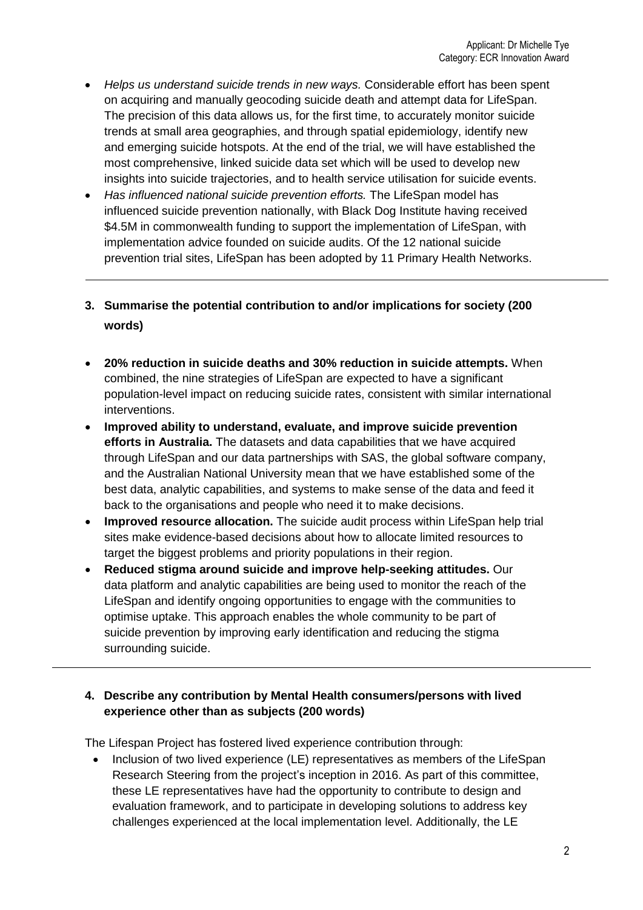- *Helps us understand suicide trends in new ways.* Considerable effort has been spent on acquiring and manually geocoding suicide death and attempt data for LifeSpan. The precision of this data allows us, for the first time, to accurately monitor suicide trends at small area geographies, and through spatial epidemiology, identify new and emerging suicide hotspots. At the end of the trial, we will have established the most comprehensive, linked suicide data set which will be used to develop new insights into suicide trajectories, and to health service utilisation for suicide events.
- *Has influenced national suicide prevention efforts.* The LifeSpan model has influenced suicide prevention nationally, with Black Dog Institute having received $4.5M in commonwealth funding to support the implementation of LifeSpan, with implementation advice founded on suicide audits. Of the 12 national suicide prevention trial sites, LifeSpan has been adopted by 11 Primary Health Networks.

---

## 3. Summarise the potential contribution to and/or implications for society (200 words)

- **20% reduction in suicide deaths and 30% reduction in suicide attempts.** When combined, the nine strategies of LifeSpan are expected to have a significant population-level impact on reducing suicide rates, consistent with similar international interventions.
- **Improved ability to understand, evaluate, and improve suicide prevention efforts in Australia.** The datasets and data capabilities that we have acquired through LifeSpan and our data partnerships with SAS, the global software company, and the Australian National University mean that we have established some of the best data, analytic capabilities, and systems to make sense of the data and feed it back to the organisations and people who need it to make decisions.
- **Improved resource allocation.** The suicide audit process within LifeSpan help trial sites make evidence-based decisions about how to allocate limited resources to target the biggest problems and priority populations in their region.
- **Reduced stigma around suicide and improve help-seeking attitudes.** Our data platform and analytic capabilities are being used to monitor the reach of the LifeSpan and identify ongoing opportunities to engage with the communities to optimise uptake. This approach enables the whole community to be part of suicide prevention by improving early identification and reducing the stigma surrounding suicide.

---

## 4. Describe any contribution by Mental Health consumers/persons with lived experience other than as subjects (200 words)

The Lifespan Project has fostered lived experience contribution through:

- Inclusion of two lived experience (LE) representatives as members of the LifeSpan Research Steering from the project's inception in 2016. As part of this committee, these LE representatives have had the opportunity to contribute to design and evaluation framework, and to participate in developing solutions to address key challenges experienced at the local implementation level. Additionally, the LE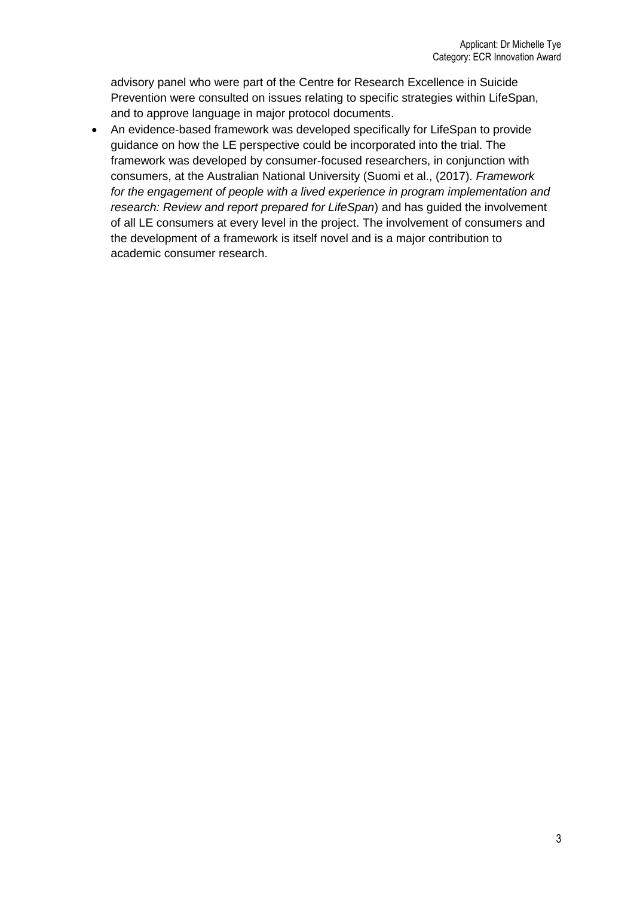advisory panel who were part of the Centre for Research Excellence in Suicide Prevention were consulted on issues relating to specific strategies within LifeSpan, and to approve language in major protocol documents.

- An evidence-based framework was developed specifically for LifeSpan to provide guidance on how the LE perspective could be incorporated into the trial. The framework was developed by consumer-focused researchers, in conjunction with consumers, at the Australian National University (Suomi et al., (2017). *Framework for the engagement of people with a lived experience in program implementation and research: Review and report prepared for LifeSpan*) and has guided the involvement of all LE consumers at every level in the project. The involvement of consumers and the development of a framework is itself novel and is a major contribution to academic consumer research.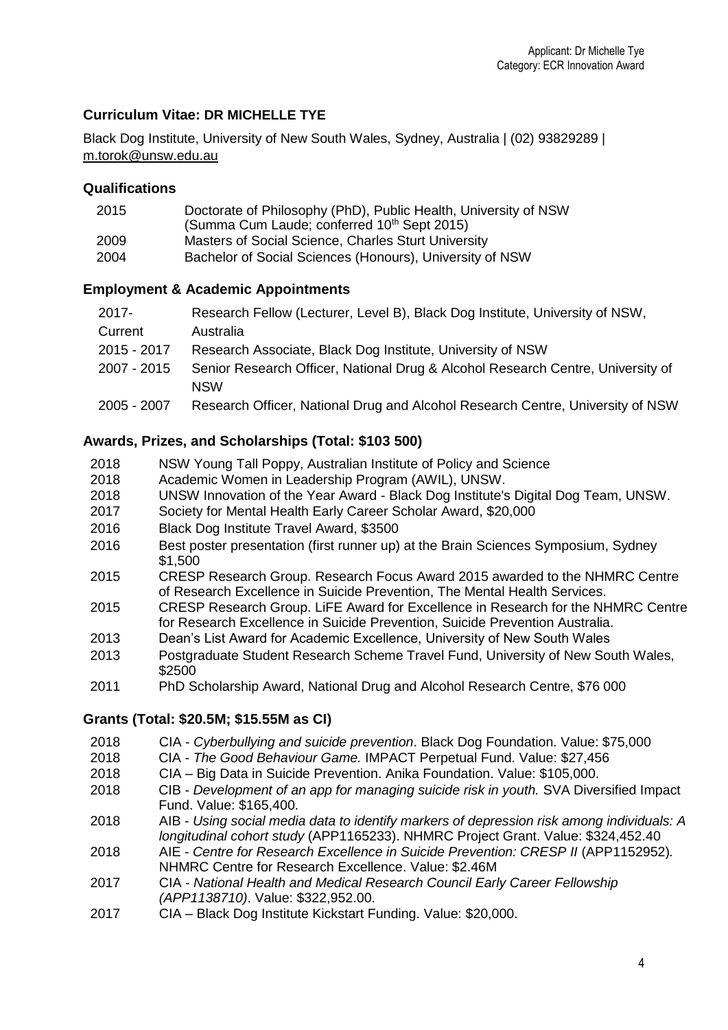## Curriculum Vitae: DR MICHELLE TYE

Black Dog Institute, University of New South Wales, Sydney, Australia | (02) 93829289 | m.torok@unsw.edu.au

### Qualifications

| | |
|---|---|
| 2015 | Doctorate of Philosophy (PhD), Public Health, University of NSW (Summa Cum Laude; conferred 10th Sept 2015) |
| 2009 | Masters of Social Science, Charles Sturt University |
| 2004 | Bachelor of Social Sciences (Honours), University of NSW |

### Employment & Academic Appointments

| | |
|---|---|
| 2017- Current | Research Fellow (Lecturer, Level B), Black Dog Institute, University of NSW, Australia |
| 2015 - 2017 | Research Associate, Black Dog Institute, University of NSW |
| 2007 - 2015 | Senior Research Officer, National Drug & Alcohol Research Centre, University of NSW |
| 2005 - 2007 | Research Officer, National Drug and Alcohol Research Centre, University of NSW |

### Awards, Prizes, and Scholarships (Total: $103 500)

| | |
|---|---|
| 2018 | NSW Young Tall Poppy, Australian Institute of Policy and Science |
| 2018 | Academic Women in Leadership Program (AWIL), UNSW. |
| 2018 | UNSW Innovation of the Year Award - Black Dog Institute's Digital Dog Team, UNSW. |
| 2017 | Society for Mental Health Early Career Scholar Award, $20,000 |
| 2016 | Black Dog Institute Travel Award, $3500 |
| 2016 | Best poster presentation (first runner up) at the Brain Sciences Symposium, Sydney $1,500 |
| 2015 | CRESP Research Group. Research Focus Award 2015 awarded to the NHMRC Centre of Research Excellence in Suicide Prevention, The Mental Health Services. |
| 2015 | CRESP Research Group. LiFE Award for Excellence in Research for the NHMRC Centre for Research Excellence in Suicide Prevention, Suicide Prevention Australia. |
| 2013 | Dean's List Award for Academic Excellence, University of New South Wales |
| 2013 | Postgraduate Student Research Scheme Travel Fund, University of New South Wales, $2500 |
| 2011 | PhD Scholarship Award, National Drug and Alcohol Research Centre, $76 000 |

### Grants (Total: $20.5M; $15.55M as CI)

| | |
|---|---|
| 2018 | CIA - *Cyberbullying and suicide prevention*. Black Dog Foundation. Value: $75,000 |
| 2018 | CIA - *The Good Behaviour Game.* IMPACT Perpetual Fund. Value: $27,456 |
| 2018 | CIA – Big Data in Suicide Prevention. Anika Foundation. Value: $105,000. |
| 2018 | CIB - *Development of an app for managing suicide risk in youth.* SVA Diversified Impact Fund. Value: $165,400. |
| 2018 | AIB - *Using social media data to identify markers of depression risk among individuals: A longitudinal cohort study* (APP1165233). NHMRC Project Grant. Value: $324,452.40 |
| 2018 | AIE - *Centre for Research Excellence in Suicide Prevention: CRESP II* (APP1152952). NHMRC Centre for Research Excellence. Value: $2.46M |
| 2017 | CIA - *National Health and Medical Research Council Early Career Fellowship (APP1138710)*. Value: $322,952.00. |
| 2017 | CIA – Black Dog Institute Kickstart Funding. Value: $20,000. |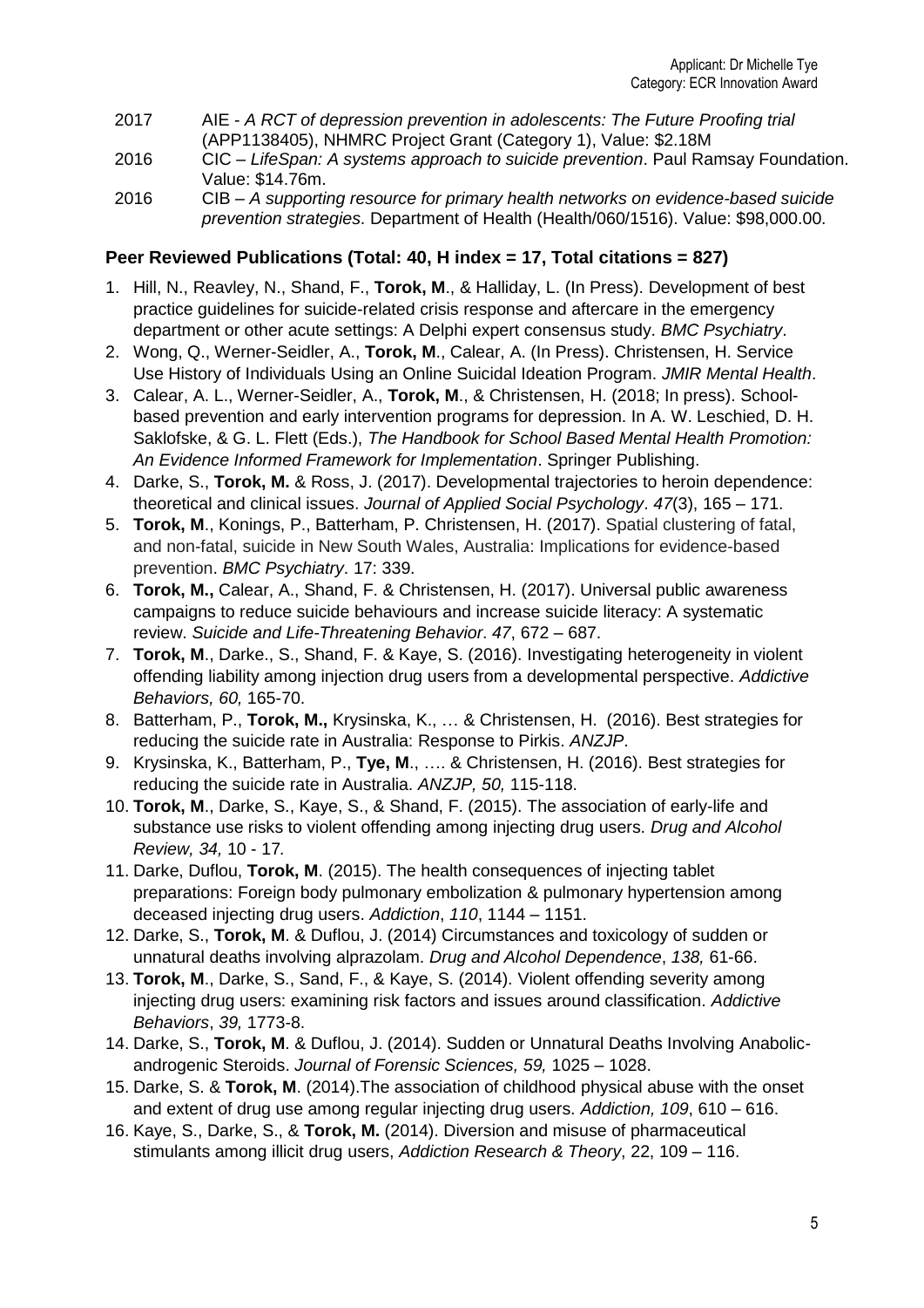2017 AIE - *A RCT of depression prevention in adolescents: The Future Proofing trial* (APP1138405), NHMRC Project Grant (Category 1), Value: $2.18M

2016 CIC – *LifeSpan: A systems approach to suicide prevention*. Paul Ramsay Foundation. Value: $14.76m.

2016 CIB – *A supporting resource for primary health networks on evidence-based suicide prevention strategies*. Department of Health (Health/060/1516). Value: $98,000.00.

**Peer Reviewed Publications (Total: 40, H index = 17, Total citations = 827)**

1. Hill, N., Reavley, N., Shand, F., **Torok, M**., & Halliday, L. (In Press). Development of best practice guidelines for suicide-related crisis response and aftercare in the emergency department or other acute settings: A Delphi expert consensus study. *BMC Psychiatry*.
2. Wong, Q., Werner-Seidler, A., **Torok, M**., Calear, A. (In Press). Christensen, H. Service Use History of Individuals Using an Online Suicidal Ideation Program. *JMIR Mental Health*.
3. Calear, A. L., Werner-Seidler, A., **Torok, M**., & Christensen, H. (2018; In press). School-based prevention and early intervention programs for depression. In A. W. Leschied, D. H. Saklofske, & G. L. Flett (Eds.), *The Handbook for School Based Mental Health Promotion: An Evidence Informed Framework for Implementation*. Springer Publishing.
4. Darke, S., **Torok, M.** & Ross, J. (2017). Developmental trajectories to heroin dependence: theoretical and clinical issues. *Journal of Applied Social Psychology*. *47*(3), 165 – 171.
5. **Torok, M**., Konings, P., Batterham, P. Christensen, H. (2017). Spatial clustering of fatal, and non-fatal, suicide in New South Wales, Australia: Implications for evidence-based prevention. *BMC Psychiatry*. 17: 339.
6. **Torok, M.,** Calear, A., Shand, F. & Christensen, H. (2017). Universal public awareness campaigns to reduce suicide behaviours and increase suicide literacy: A systematic review. *Suicide and Life-Threatening Behavior*. *47*, 672 – 687.
7. **Torok, M**., Darke., S., Shand, F. & Kaye, S. (2016). Investigating heterogeneity in violent offending liability among injection drug users from a developmental perspective. *Addictive Behaviors, 60,* 165-70.
8. Batterham, P., **Torok, M.,** Krysinska, K., … & Christensen, H. (2016). Best strategies for reducing the suicide rate in Australia: Response to Pirkis. *ANZJP*.
9. Krysinska, K., Batterham, P., **Tye, M**., …. & Christensen, H. (2016). Best strategies for reducing the suicide rate in Australia. *ANZJP, 50,* 115-118.
10. **Torok, M**., Darke, S., Kaye, S., & Shand, F. (2015). The association of early-life and substance use risks to violent offending among injecting drug users. *Drug and Alcohol Review, 34,* 10 - 17*.*
11. Darke, Duflou, **Torok, M**. (2015). The health consequences of injecting tablet preparations: Foreign body pulmonary embolization & pulmonary hypertension among deceased injecting drug users. *Addiction*, *110*, 1144 – 1151.
12. Darke, S., **Torok, M**. & Duflou, J. (2014) Circumstances and toxicology of sudden or unnatural deaths involving alprazolam. *Drug and Alcohol Dependence*, *138,* 61-66.
13. **Torok, M**., Darke, S., Sand, F., & Kaye, S. (2014). Violent offending severity among injecting drug users: examining risk factors and issues around classification. *Addictive Behaviors*, *39,* 1773-8.
14. Darke, S., **Torok, M**. & Duflou, J. (2014). Sudden or Unnatural Deaths Involving Anabolic-androgenic Steroids. *Journal of Forensic Sciences, 59,* 1025 – 1028.
15. Darke, S. & **Torok, M**. (2014).The association of childhood physical abuse with the onset and extent of drug use among regular injecting drug users. *Addiction, 109*, 610 – 616.
16. Kaye, S., Darke, S., & **Torok, M.** (2014). Diversion and misuse of pharmaceutical stimulants among illicit drug users, *Addiction Research & Theory*, 22, 109 – 116.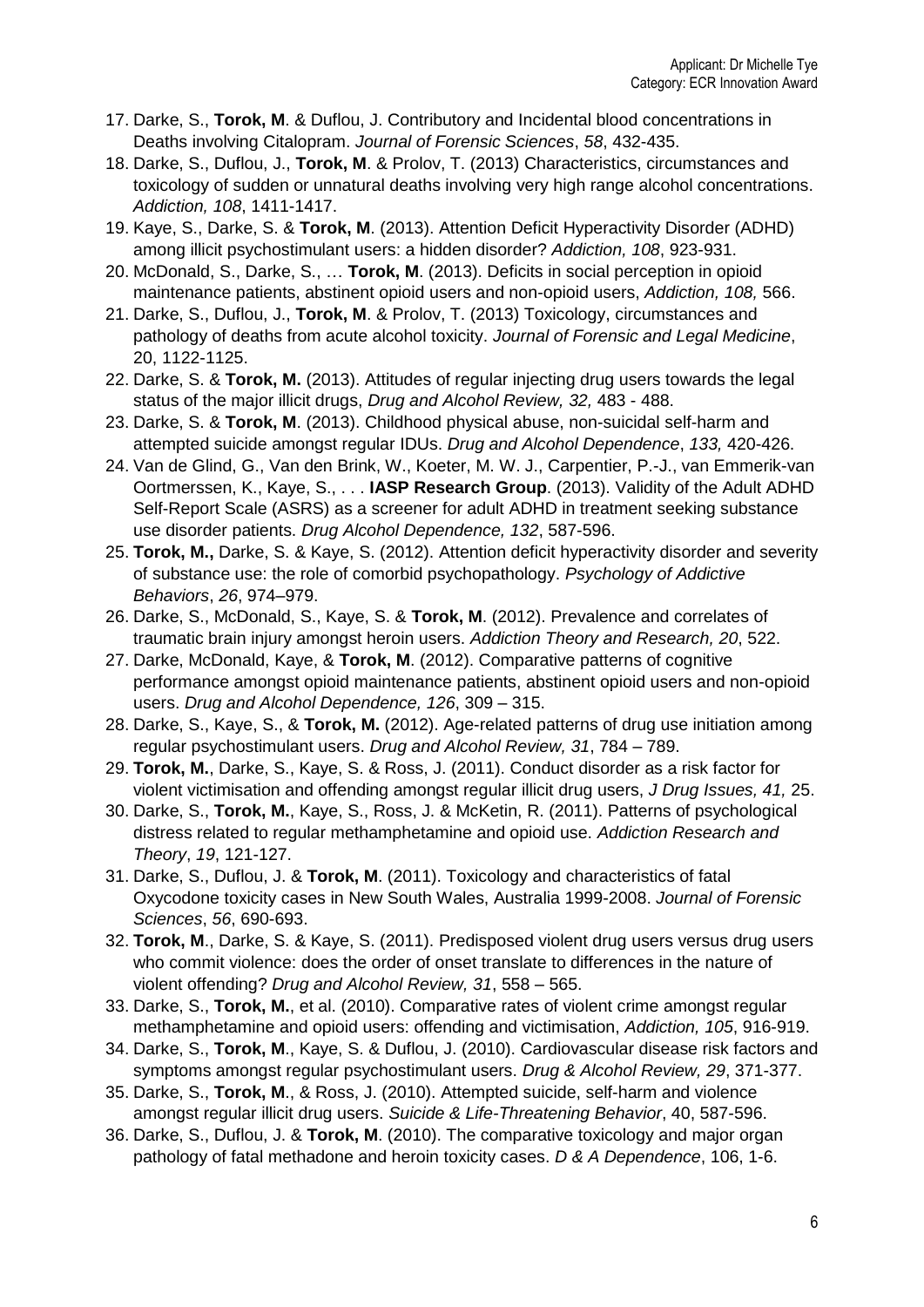17. Darke, S., **Torok, M**. & Duflou, J. Contributory and Incidental blood concentrations in Deaths involving Citalopram. *Journal of Forensic Sciences*, *58*, 432-435.
18. Darke, S., Duflou, J., **Torok, M**. & Prolov, T. (2013) Characteristics, circumstances and toxicology of sudden or unnatural deaths involving very high range alcohol concentrations. *Addiction, 108*, 1411-1417.
19. Kaye, S., Darke, S. & **Torok, M**. (2013). Attention Deficit Hyperactivity Disorder (ADHD) among illicit psychostimulant users: a hidden disorder? *Addiction, 108*, 923-931.
20. McDonald, S., Darke, S., … **Torok, M**. (2013). Deficits in social perception in opioid maintenance patients, abstinent opioid users and non-opioid users, *Addiction, 108,* 566.
21. Darke, S., Duflou, J., **Torok, M**. & Prolov, T. (2013) Toxicology, circumstances and pathology of deaths from acute alcohol toxicity. *Journal of Forensic and Legal Medicine*, 20, 1122-1125.
22. Darke, S. & **Torok, M.** (2013). Attitudes of regular injecting drug users towards the legal status of the major illicit drugs, *Drug and Alcohol Review, 32,* 483 - 488.
23. Darke, S. & **Torok, M**. (2013). Childhood physical abuse, non-suicidal self-harm and attempted suicide amongst regular IDUs. *Drug and Alcohol Dependence*, *133,* 420-426.
24. Van de Glind, G., Van den Brink, W., Koeter, M. W. J., Carpentier, P.-J., van Emmerik-van Oortmerssen, K., Kaye, S., . . . **IASP Research Group**. (2013). Validity of the Adult ADHD Self-Report Scale (ASRS) as a screener for adult ADHD in treatment seeking substance use disorder patients. *Drug Alcohol Dependence, 132*, 587-596.
25. **Torok, M.,** Darke, S. & Kaye, S. (2012). Attention deficit hyperactivity disorder and severity of substance use: the role of comorbid psychopathology. *Psychology of Addictive Behaviors*, *26*, 974–979.
26. Darke, S., McDonald, S., Kaye, S. & **Torok, M**. (2012). Prevalence and correlates of traumatic brain injury amongst heroin users. *Addiction Theory and Research, 20*, 522.
27. Darke, McDonald, Kaye, & **Torok, M**. (2012). Comparative patterns of cognitive performance amongst opioid maintenance patients, abstinent opioid users and non-opioid users. *Drug and Alcohol Dependence, 126*, 309 – 315.
28. Darke, S., Kaye, S., & **Torok, M.** (2012). Age-related patterns of drug use initiation among regular psychostimulant users. *Drug and Alcohol Review, 31*, 784 – 789.
29. **Torok, M.**, Darke, S., Kaye, S. & Ross, J. (2011). Conduct disorder as a risk factor for violent victimisation and offending amongst regular illicit drug users, *J Drug Issues, 41,* 25.
30. Darke, S., **Torok, M.**, Kaye, S., Ross, J. & McKetin, R. (2011). Patterns of psychological distress related to regular methamphetamine and opioid use. *Addiction Research and Theory*, *19*, 121-127.
31. Darke, S., Duflou, J. & **Torok, M**. (2011). Toxicology and characteristics of fatal Oxycodone toxicity cases in New South Wales, Australia 1999-2008. *Journal of Forensic Sciences*, *56*, 690-693.
32. **Torok, M**., Darke, S. & Kaye, S. (2011). Predisposed violent drug users versus drug users who commit violence: does the order of onset translate to differences in the nature of violent offending? *Drug and Alcohol Review, 31*, 558 – 565.
33. Darke, S., **Torok, M.**, et al. (2010). Comparative rates of violent crime amongst regular methamphetamine and opioid users: offending and victimisation, *Addiction, 105*, 916-919.
34. Darke, S., **Torok, M**., Kaye, S. & Duflou, J. (2010). Cardiovascular disease risk factors and symptoms amongst regular psychostimulant users. *Drug & Alcohol Review, 29*, 371-377.
35. Darke, S., **Torok, M**., & Ross, J. (2010). Attempted suicide, self-harm and violence amongst regular illicit drug users. *Suicide & Life-Threatening Behavior*, 40, 587-596.
36. Darke, S., Duflou, J. & **Torok, M**. (2010). The comparative toxicology and major organ pathology of fatal methadone and heroin toxicity cases. *D & A Dependence*, 106, 1-6.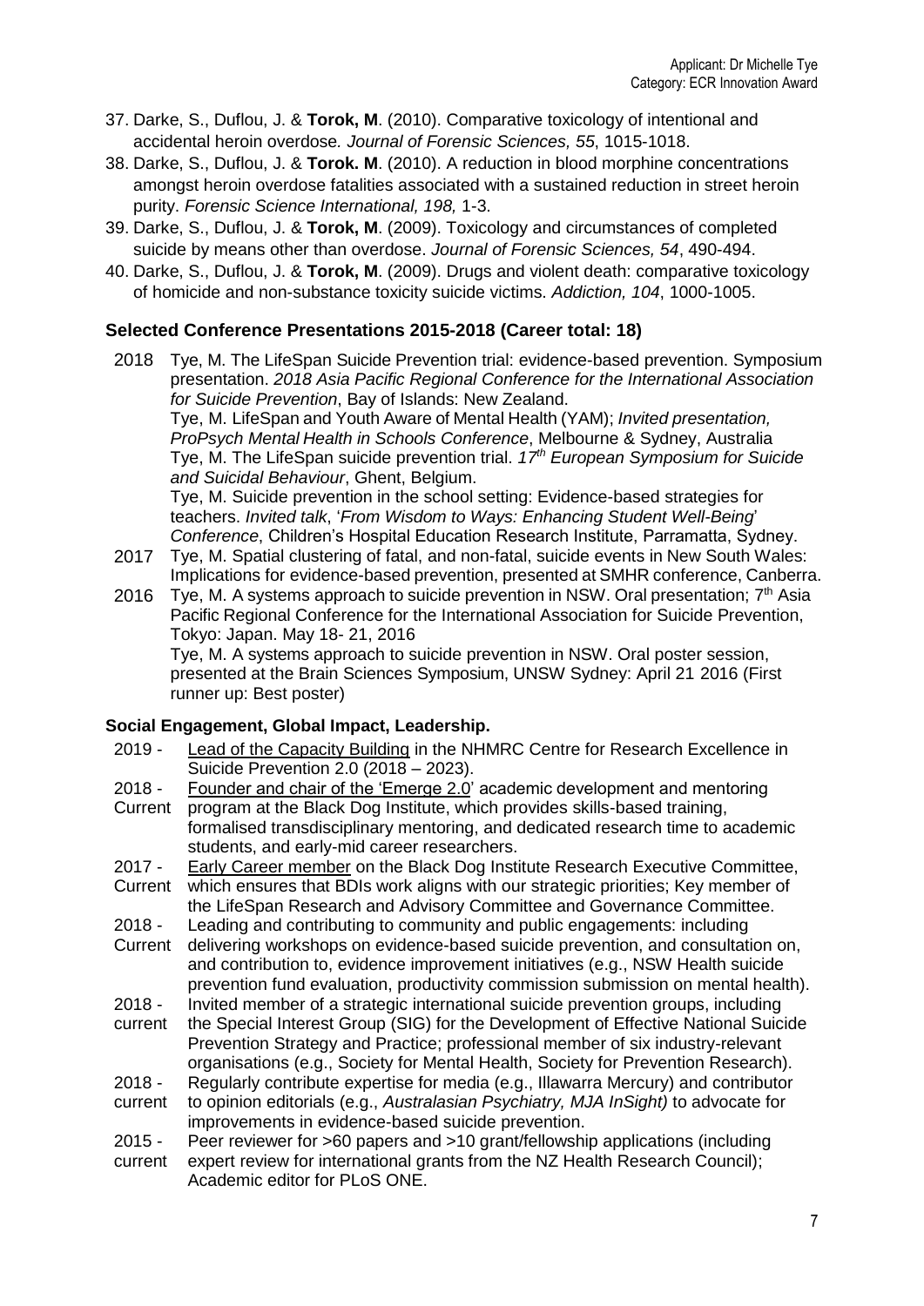37. Darke, S., Duflou, J. & **Torok, M**. (2010). Comparative toxicology of intentional and accidental heroin overdose*. Journal of Forensic Sciences, 55*, 1015-1018.
38. Darke, S., Duflou, J. & **Torok. M**. (2010). A reduction in blood morphine concentrations amongst heroin overdose fatalities associated with a sustained reduction in street heroin purity. *Forensic Science International, 198,* 1-3.
39. Darke, S., Duflou, J. & **Torok, M**. (2009). Toxicology and circumstances of completed suicide by means other than overdose. *Journal of Forensic Sciences, 54*, 490-494.
40. Darke, S., Duflou, J. & **Torok, M**. (2009). Drugs and violent death: comparative toxicology of homicide and non-substance toxicity suicide victims. *Addiction, 104*, 1000-1005.

### Selected Conference Presentations 2015-2018 (Career total: 18)

2018 Tye, M. The LifeSpan Suicide Prevention trial: evidence-based prevention. Symposium presentation. *2018 Asia Pacific Regional Conference for the International Association for Suicide Prevention*, Bay of Islands: New Zealand.
Tye, M. LifeSpan and Youth Aware of Mental Health (YAM); *Invited presentation, ProPsych Mental Health in Schools Conference*, Melbourne & Sydney, Australia
Tye, M. The LifeSpan suicide prevention trial. *17th European Symposium for Suicide and Suicidal Behaviour*, Ghent, Belgium.
Tye, M. Suicide prevention in the school setting: Evidence-based strategies for teachers. *Invited talk*, '*From Wisdom to Ways: Enhancing Student Well-Being*' *Conference*, Children's Hospital Education Research Institute, Parramatta, Sydney.

2017 Tye, M. Spatial clustering of fatal, and non-fatal, suicide events in New South Wales: Implications for evidence-based prevention, presented at SMHR conference, Canberra.

2016 Tye, M. A systems approach to suicide prevention in NSW. Oral presentation; 7th Asia Pacific Regional Conference for the International Association for Suicide Prevention, Tokyo: Japan. May 18- 21, 2016
Tye, M. A systems approach to suicide prevention in NSW. Oral poster session, presented at the Brain Sciences Symposium, UNSW Sydney: April 21 2016 (First runner up: Best poster)

### Social Engagement, Global Impact, Leadership.

2019 - Lead of the Capacity Building in the NHMRC Centre for Research Excellence in Suicide Prevention 2.0 (2018 – 2023).

2018 - Current Founder and chair of the 'Emerge 2.0' academic development and mentoring program at the Black Dog Institute, which provides skills-based training, formalised transdisciplinary mentoring, and dedicated research time to academic students, and early-mid career researchers.

2017 - Current Early Career member on the Black Dog Institute Research Executive Committee, which ensures that BDIs work aligns with our strategic priorities; Key member of the LifeSpan Research and Advisory Committee and Governance Committee.

2018 - Current Leading and contributing to community and public engagements: including delivering workshops on evidence-based suicide prevention, and consultation on, and contribution to, evidence improvement initiatives (e.g., NSW Health suicide prevention fund evaluation, productivity commission submission on mental health).

2018 - current Invited member of a strategic international suicide prevention groups, including the Special Interest Group (SIG) for the Development of Effective National Suicide Prevention Strategy and Practice; professional member of six industry-relevant organisations (e.g., Society for Mental Health, Society for Prevention Research).

2018 - current Regularly contribute expertise for media (e.g., Illawarra Mercury) and contributor to opinion editorials (e.g., *Australasian Psychiatry, MJA InSight)* to advocate for improvements in evidence-based suicide prevention.

2015 - current Peer reviewer for >60 papers and >10 grant/fellowship applications (including expert review for international grants from the NZ Health Research Council); Academic editor for PLoS ONE.